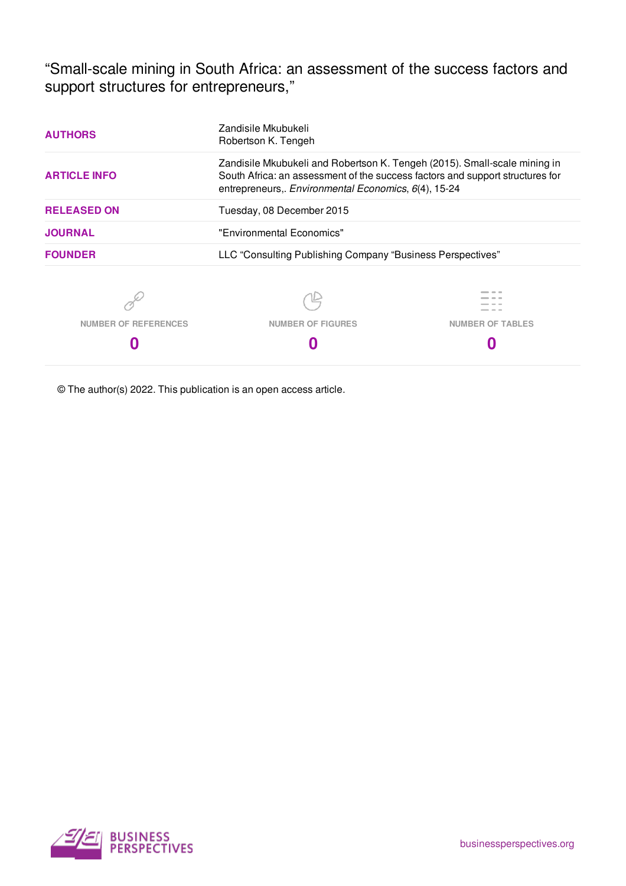# "Small-scale mining in South Africa: an assessment of the success factors and support structures for entrepreneurs,"

| | |
|---|---|
| **AUTHORS** | Zandisile Mkubukeli<br>Robertson K. Tengeh |
| **ARTICLE INFO** | Zandisile Mkubukeli and Robertson K. Tengeh (2015). Small-scale mining in South Africa: an assessment of the success factors and support structures for entrepreneurs,. *Environmental Economics*, *6*(4), 15-24 |
| **RELEASED ON** | Tuesday, 08 December 2015 |
| **JOURNAL** | "Environmental Economics" |
| **FOUNDER** | LLC "Consulting Publishing Company "Business Perspectives" |

| NUMBER OF REFERENCES | NUMBER OF FIGURES | NUMBER OF TABLES |
|---|---|---|
| **0** | **0** | **0** |

© The author(s) 2022. This publication is an open access article.

BUSINESS PERSPECTIVES

businessperspectives.org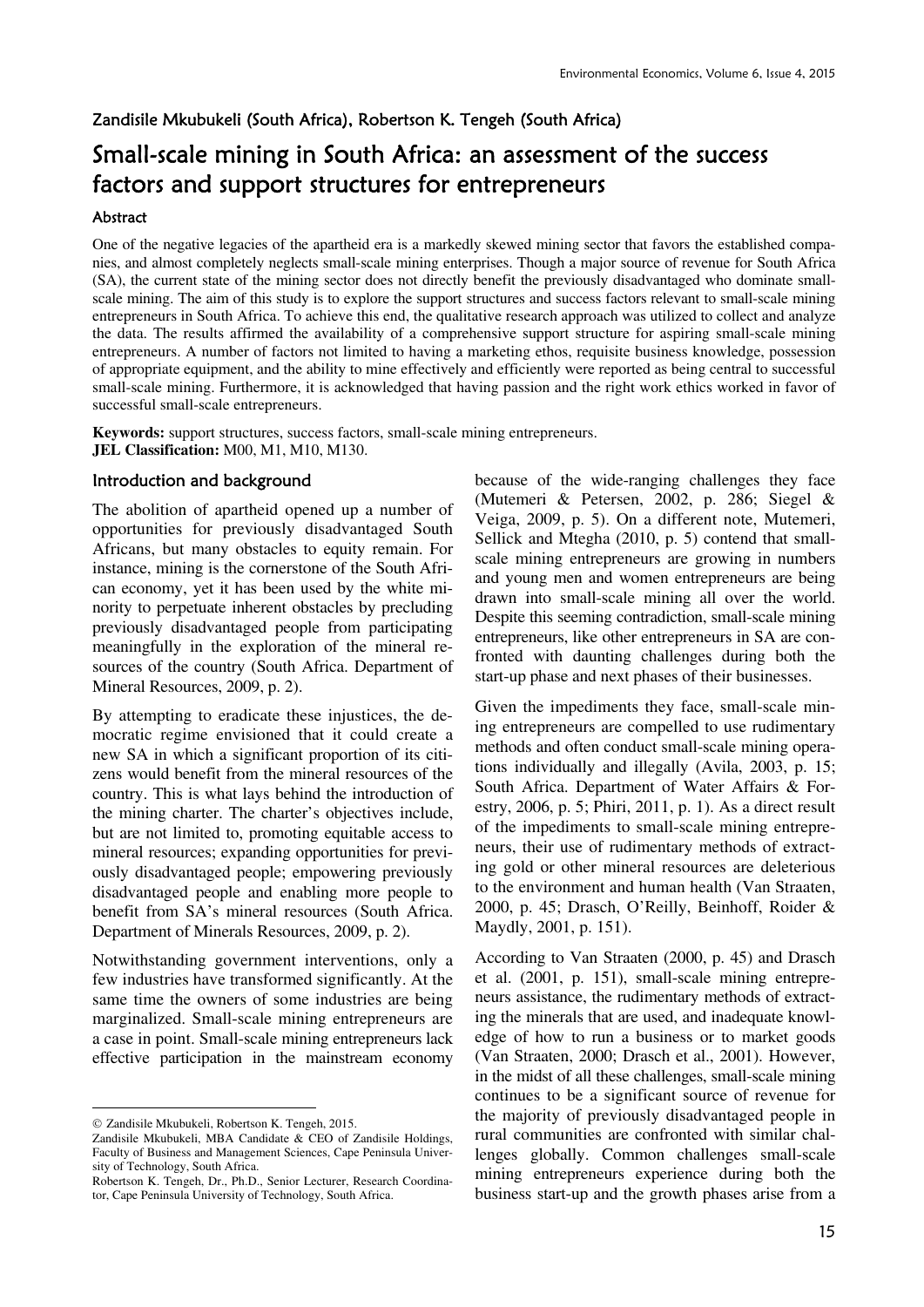Zandisile Mkubukeli (South Africa), Robertson K. Tengeh (South Africa)

# Small-scale mining in South Africa: an assessment of the success factors and support structures for entrepreneurs

### Abstract

One of the negative legacies of the apartheid era is a markedly skewed mining sector that favors the established companies, and almost completely neglects small-scale mining enterprises. Though a major source of revenue for South Africa (SA), the current state of the mining sector does not directly benefit the previously disadvantaged who dominate small-scale mining. The aim of this study is to explore the support structures and success factors relevant to small-scale mining entrepreneurs in South Africa. To achieve this end, the qualitative research approach was utilized to collect and analyze the data. The results affirmed the availability of a comprehensive support structure for aspiring small-scale mining entrepreneurs. A number of factors not limited to having a marketing ethos, requisite business knowledge, possession of appropriate equipment, and the ability to mine effectively and efficiently were reported as being central to successful small-scale mining. Furthermore, it is acknowledged that having passion and the right work ethics worked in favor of successful small-scale entrepreneurs.

**Keywords:** support structures, success factors, small-scale mining entrepreneurs.
**JEL Classification:** M00, M1, M10, M130.

## Introduction and background

The abolition of apartheid opened up a number of opportunities for previously disadvantaged South Africans, but many obstacles to equity remain. For instance, mining is the cornerstone of the South African economy, yet it has been used by the white minority to perpetuate inherent obstacles by precluding previously disadvantaged people from participating meaningfully in the exploration of the mineral resources of the country (South Africa. Department of Mineral Resources, 2009, p. 2).

By attempting to eradicate these injustices, the democratic regime envisioned that it could create a new SA in which a significant proportion of its citizens would benefit from the mineral resources of the country. This is what lays behind the introduction of the mining charter. The charter's objectives include, but are not limited to, promoting equitable access to mineral resources; expanding opportunities for previously disadvantaged people; empowering previously disadvantaged people and enabling more people to benefit from SA's mineral resources (South Africa. Department of Minerals Resources, 2009, p. 2).

Notwithstanding government interventions, only a few industries have transformed significantly. At the same time the owners of some industries are being marginalized. Small-scale mining entrepreneurs are a case in point. Small-scale mining entrepreneurs lack effective participation in the mainstream economy because of the wide-ranging challenges they face (Mutemeri & Petersen, 2002, p. 286; Siegel & Veiga, 2009, p. 5). On a different note, Mutemeri, Sellick and Mtegha (2010, p. 5) contend that small-scale mining entrepreneurs are growing in numbers and young men and women entrepreneurs are being drawn into small-scale mining all over the world. Despite this seeming contradiction, small-scale mining entrepreneurs, like other entrepreneurs in SA are confronted with daunting challenges during both the start-up phase and next phases of their businesses.

Given the impediments they face, small-scale mining entrepreneurs are compelled to use rudimentary methods and often conduct small-scale mining operations individually and illegally (Avila, 2003, p. 15; South Africa. Department of Water Affairs & Forestry, 2006, p. 5; Phiri, 2011, p. 1). As a direct result of the impediments to small-scale mining entrepreneurs, their use of rudimentary methods of extracting gold or other mineral resources are deleterious to the environment and human health (Van Straaten, 2000, p. 45; Drasch, O'Reilly, Beinhoff, Roider & Maydly, 2001, p. 151).

According to Van Straaten (2000, p. 45) and Drasch et al. (2001, p. 151), small-scale mining entrepreneurs assistance, the rudimentary methods of extracting the minerals that are used, and inadequate knowledge of how to run a business or to market goods (Van Straaten, 2000; Drasch et al., 2001). However, in the midst of all these challenges, small-scale mining continues to be a significant source of revenue for the majority of previously disadvantaged people in rural communities are confronted with similar challenges globally. Common challenges small-scale mining entrepreneurs experience during both the business start-up and the growth phases arise from a

---

© Zandisile Mkubukeli, Robertson K. Tengeh, 2015.
Zandisile Mkubukeli, MBA Candidate & CEO of Zandisile Holdings, Faculty of Business and Management Sciences, Cape Peninsula University of Technology, South Africa.
Robertson K. Tengeh, Dr., Ph.D., Senior Lecturer, Research Coordinator, Cape Peninsula University of Technology, South Africa.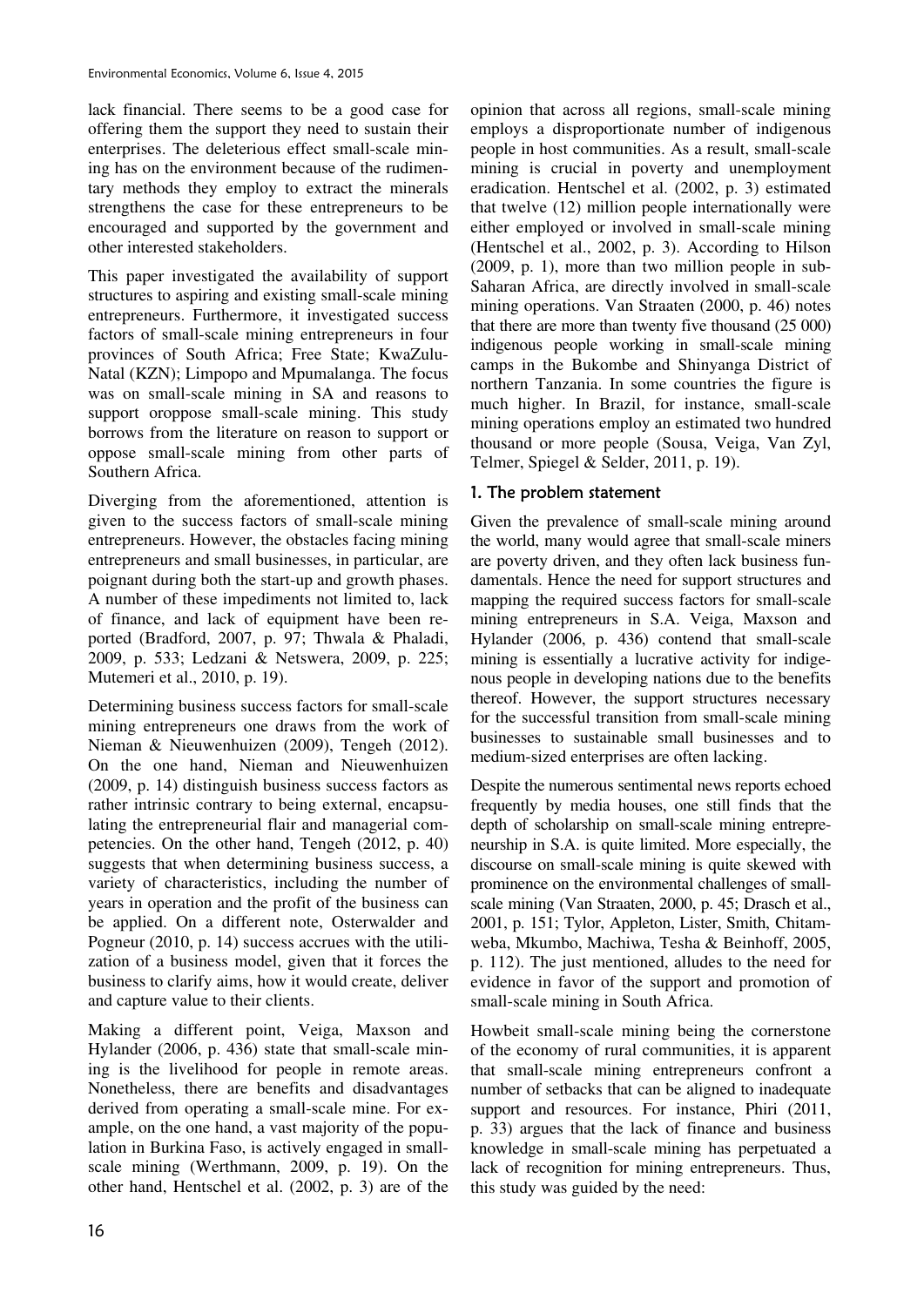lack financial. There seems to be a good case for offering them the support they need to sustain their enterprises. The deleterious effect small-scale mining has on the environment because of the rudimentary methods they employ to extract the minerals strengthens the case for these entrepreneurs to be encouraged and supported by the government and other interested stakeholders.

This paper investigated the availability of support structures to aspiring and existing small-scale mining entrepreneurs. Furthermore, it investigated success factors of small-scale mining entrepreneurs in four provinces of South Africa; Free State; KwaZulu-Natal (KZN); Limpopo and Mpumalanga. The focus was on small-scale mining in SA and reasons to support oroppose small-scale mining. This study borrows from the literature on reason to support or oppose small-scale mining from other parts of Southern Africa.

Diverging from the aforementioned, attention is given to the success factors of small-scale mining entrepreneurs. However, the obstacles facing mining entrepreneurs and small businesses, in particular, are poignant during both the start-up and growth phases. A number of these impediments not limited to, lack of finance, and lack of equipment have been reported (Bradford, 2007, p. 97; Thwala & Phaladi, 2009, p. 533; Ledzani & Netswera, 2009, p. 225; Mutemeri et al., 2010, p. 19).

Determining business success factors for small-scale mining entrepreneurs one draws from the work of Nieman & Nieuwenhuizen (2009), Tengeh (2012). On the one hand, Nieman and Nieuwenhuizen (2009, p. 14) distinguish business success factors as rather intrinsic contrary to being external, encapsulating the entrepreneurial flair and managerial competencies. On the other hand, Tengeh (2012, p. 40) suggests that when determining business success, a variety of characteristics, including the number of years in operation and the profit of the business can be applied. On a different note, Osterwalder and Pogneur (2010, p. 14) success accrues with the utilization of a business model, given that it forces the business to clarify aims, how it would create, deliver and capture value to their clients.

Making a different point, Veiga, Maxson and Hylander (2006, p. 436) state that small-scale mining is the livelihood for people in remote areas. Nonetheless, there are benefits and disadvantages derived from operating a small-scale mine. For example, on the one hand, a vast majority of the population in Burkina Faso, is actively engaged in small-scale mining (Werthmann, 2009, p. 19). On the other hand, Hentschel et al. (2002, p. 3) are of the opinion that across all regions, small-scale mining employs a disproportionate number of indigenous people in host communities. As a result, small-scale mining is crucial in poverty and unemployment eradication. Hentschel et al. (2002, p. 3) estimated that twelve (12) million people internationally were either employed or involved in small-scale mining (Hentschel et al., 2002, p. 3). According to Hilson (2009, p. 1), more than two million people in sub-Saharan Africa, are directly involved in small-scale mining operations. Van Straaten (2000, p. 46) notes that there are more than twenty five thousand (25 000) indigenous people working in small-scale mining camps in the Bukombe and Shinyanga District of northern Tanzania. In some countries the figure is much higher. In Brazil, for instance, small-scale mining operations employ an estimated two hundred thousand or more people (Sousa, Veiga, Van Zyl, Telmer, Spiegel & Selder, 2011, p. 19).

## 1. The problem statement

Given the prevalence of small-scale mining around the world, many would agree that small-scale miners are poverty driven, and they often lack business fundamentals. Hence the need for support structures and mapping the required success factors for small-scale mining entrepreneurs in S.A. Veiga, Maxson and Hylander (2006, p. 436) contend that small-scale mining is essentially a lucrative activity for indigenous people in developing nations due to the benefits thereof. However, the support structures necessary for the successful transition from small-scale mining businesses to sustainable small businesses and to medium-sized enterprises are often lacking.

Despite the numerous sentimental news reports echoed frequently by media houses, one still finds that the depth of scholarship on small-scale mining entrepreneurship in S.A. is quite limited. More especially, the discourse on small-scale mining is quite skewed with prominence on the environmental challenges of small-scale mining (Van Straaten, 2000, p. 45; Drasch et al., 2001, p. 151; Tylor, Appleton, Lister, Smith, Chitamweba, Mkumbo, Machiwa, Tesha & Beinhoff, 2005, p. 112). The just mentioned, alludes to the need for evidence in favor of the support and promotion of small-scale mining in South Africa.

Howbeit small-scale mining being the cornerstone of the economy of rural communities, it is apparent that small-scale mining entrepreneurs confront a number of setbacks that can be aligned to inadequate support and resources. For instance, Phiri (2011, p. 33) argues that the lack of finance and business knowledge in small-scale mining has perpetuated a lack of recognition for mining entrepreneurs. Thus, this study was guided by the need: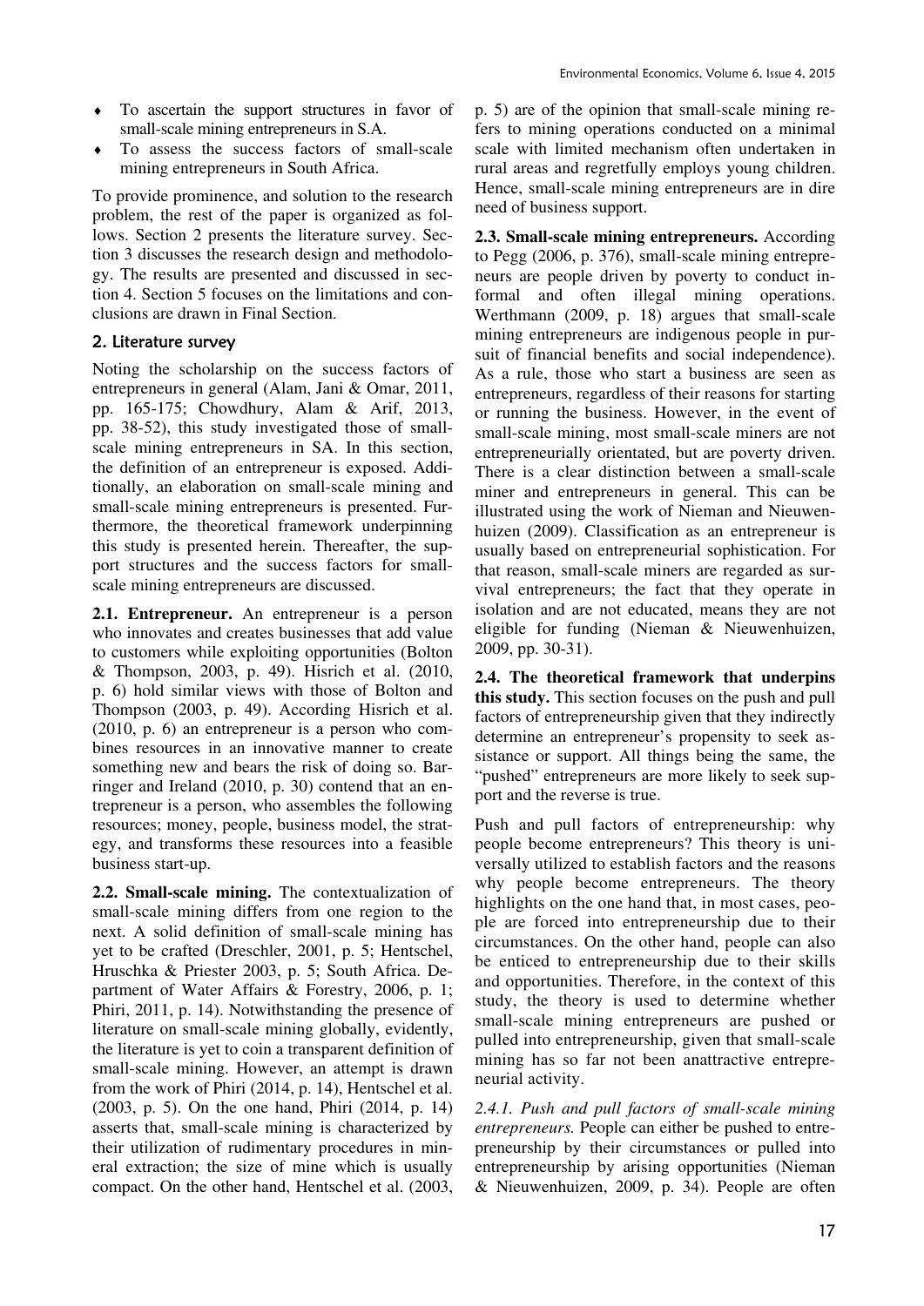- To ascertain the support structures in favor of small-scale mining entrepreneurs in S.A.
- To assess the success factors of small-scale mining entrepreneurs in South Africa.

To provide prominence, and solution to the research problem, the rest of the paper is organized as follows. Section 2 presents the literature survey. Section 3 discusses the research design and methodology. The results are presented and discussed in section 4. Section 5 focuses on the limitations and conclusions are drawn in Final Section.

## 2. Literature survey

Noting the scholarship on the success factors of entrepreneurs in general (Alam, Jani & Omar, 2011, pp. 165-175; Chowdhury, Alam & Arif, 2013, pp. 38-52), this study investigated those of small-scale mining entrepreneurs in SA. In this section, the definition of an entrepreneur is exposed. Additionally, an elaboration on small-scale mining and small-scale mining entrepreneurs is presented. Furthermore, the theoretical framework underpinning this study is presented herein. Thereafter, the support structures and the success factors for small-scale mining entrepreneurs are discussed.

**2.1. Entrepreneur.** An entrepreneur is a person who innovates and creates businesses that add value to customers while exploiting opportunities (Bolton & Thompson, 2003, p. 49). Hisrich et al. (2010, p. 6) hold similar views with those of Bolton and Thompson (2003, p. 49). According Hisrich et al. (2010, p. 6) an entrepreneur is a person who combines resources in an innovative manner to create something new and bears the risk of doing so. Barringer and Ireland (2010, p. 30) contend that an entrepreneur is a person, who assembles the following resources; money, people, business model, the strategy, and transforms these resources into a feasible business start-up.

**2.2. Small-scale mining.** The contextualization of small-scale mining differs from one region to the next. A solid definition of small-scale mining has yet to be crafted (Dreschler, 2001, p. 5; Hentschel, Hruschka & Priester 2003, p. 5; South Africa. Department of Water Affairs & Forestry, 2006, p. 1; Phiri, 2011, p. 14). Notwithstanding the presence of literature on small-scale mining globally, evidently, the literature is yet to coin a transparent definition of small-scale mining. However, an attempt is drawn from the work of Phiri (2014, p. 14), Hentschel et al. (2003, p. 5). On the one hand, Phiri (2014, p. 14) asserts that, small-scale mining is characterized by their utilization of rudimentary procedures in mineral extraction; the size of mine which is usually compact. On the other hand, Hentschel et al. (2003, p. 5) are of the opinion that small-scale mining refers to mining operations conducted on a minimal scale with limited mechanism often undertaken in rural areas and regretfully employs young children. Hence, small-scale mining entrepreneurs are in dire need of business support.

**2.3. Small-scale mining entrepreneurs.** According to Pegg (2006, p. 376), small-scale mining entrepreneurs are people driven by poverty to conduct informal and often illegal mining operations. Werthmann (2009, p. 18) argues that small-scale mining entrepreneurs are indigenous people in pursuit of financial benefits and social independence). As a rule, those who start a business are seen as entrepreneurs, regardless of their reasons for starting or running the business. However, in the event of small-scale mining, most small-scale miners are not entrepreneurially orientated, but are poverty driven. There is a clear distinction between a small-scale miner and entrepreneurs in general. This can be illustrated using the work of Nieman and Nieuwenhuizen (2009). Classification as an entrepreneur is usually based on entrepreneurial sophistication. For that reason, small-scale miners are regarded as survival entrepreneurs; the fact that they operate in isolation and are not educated, means they are not eligible for funding (Nieman & Nieuwenhuizen, 2009, pp. 30-31).

**2.4. The theoretical framework that underpins this study.** This section focuses on the push and pull factors of entrepreneurship given that they indirectly determine an entrepreneur's propensity to seek assistance or support. All things being the same, the "pushed" entrepreneurs are more likely to seek support and the reverse is true.

Push and pull factors of entrepreneurship: why people become entrepreneurs? This theory is universally utilized to establish factors and the reasons why people become entrepreneurs. The theory highlights on the one hand that, in most cases, people are forced into entrepreneurship due to their circumstances. On the other hand, people can also be enticed to entrepreneurship due to their skills and opportunities. Therefore, in the context of this study, the theory is used to determine whether small-scale mining entrepreneurs are pushed or pulled into entrepreneurship, given that small-scale mining has so far not been anattractive entrepreneurial activity.

*2.4.1. Push and pull factors of small-scale mining entrepreneurs.* People can either be pushed to entrepreneurship by their circumstances or pulled into entrepreneurship by arising opportunities (Nieman & Nieuwenhuizen, 2009, p. 34). People are often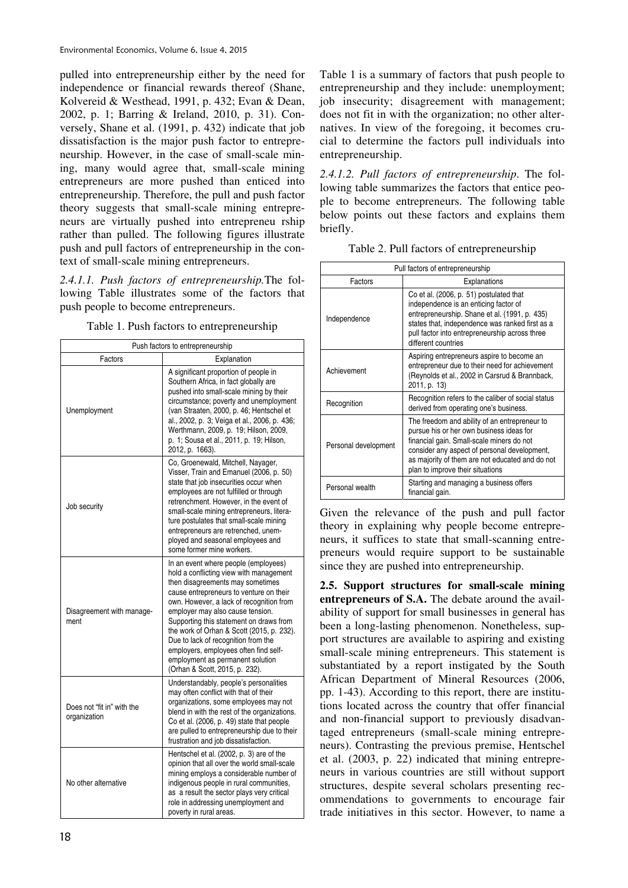pulled into entrepreneurship either by the need for independence or financial rewards thereof (Shane, Kolvereid & Westhead, 1991, p. 432; Evan & Dean, 2002, p. 1; Barring & Ireland, 2010, p. 31). Conversely, Shane et al. (1991, p. 432) indicate that job dissatisfaction is the major push factor to entrepreneurship. However, in the case of small-scale mining, many would agree that, small-scale mining entrepreneurs are more pushed than enticed into entrepreneurship. Therefore, the pull and push factor theory suggests that small-scale mining entrepreneurs are virtually pushed into entrepreneu rship rather than pulled. The following figures illustrate push and pull factors of entrepreneurship in the context of small-scale mining entrepreneurs.

*2.4.1.1. Push factors of entrepreneurship.*The following Table illustrates some of the factors that push people to become entrepreneurs.

Table 1. Push factors to entrepreneurship

| Push factors to entrepreneurship | |
|---|---|
| Factors | Explanation |
| Unemployment | A significant proportion of people in Southern Africa, in fact globally are pushed into small-scale mining by their circumstance; poverty and unemployment (van Straaten, 2000, p. 46; Hentschel et al., 2002, p. 3; Veiga et al., 2006, p. 436; Werthmann, 2009, p. 19; Hilson, 2009, p. 1; Sousa et al., 2011, p. 19; Hilson, 2012, p. 1663). |
| Job security | Co, Groenewald, Mitchell, Nayager, Visser, Train and Emanuel (2006, p. 50) state that job insecurities occur when employees are not fulfilled or through retrenchment. However, in the event of small-scale mining entrepreneurs, literature postulates that small-scale mining entrepreneurs are retrenched, unemployed and seasonal employees and some former mine workers. |
| Disagreement with management | In an event where people (employees) hold a conflicting view with management then disagreements may sometimes cause entrepreneurs to venture on their own. However, a lack of recognition from employer may also cause tension. Supporting this statement on draws from the work of Orhan & Scott (2015, p. 232). Due to lack of recognition from the employers, employees often find self-employment as permanent solution (Orhan & Scott, 2015, p. 232). |
| Does not "fit in" with the organization | Understandably, people's personalities may often conflict with that of their organizations, some employees may not blend in with the rest of the organizations. Co et al. (2006, p. 49) state that people are pulled to entrepreneurship due to their frustration and job dissatisfaction. |
| No other alternative | Hentschel et al. (2002, p. 3) are of the opinion that all over the world small-scale mining employs a considerable number of indigenous people in rural communities, as a result the sector plays very critical role in addressing unemployment and poverty in rural areas. |

Table 1 is a summary of factors that push people to entrepreneurship and they include: unemployment; job insecurity; disagreement with management; does not fit in with the organization; no other alternatives. In view of the foregoing, it becomes crucial to determine the factors pull individuals into entrepreneurship.

*2.4.1.2. Pull factors of entrepreneurship*. The following table summarizes the factors that entice people to become entrepreneurs. The following table below points out these factors and explains them briefly.

Table 2. Pull factors of entrepreneurship

| Pull factors of entrepreneurship | |
|---|---|
| Factors | Explanations |
| Independence | Co et al. (2006, p. 51) postulated that independence is an enticing factor of entrepreneurship. Shane et al. (1991, p. 435) states that, independence was ranked first as a pull factor into entrepreneurship across three different countries |
| Achievement | Aspiring entrepreneurs aspire to become an entrepreneur due to their need for achievement (Reynolds et al., 2002 in Carsrud & Brannback, 2011, p. 13) |
| Recognition | Recognition refers to the caliber of social status derived from operating one's business. |
| Personal development | The freedom and ability of an entrepreneur to pursue his or her own business ideas for financial gain. Small-scale miners do not consider any aspect of personal development, as majority of them are not educated and do not plan to improve their situations |
| Personal wealth | Starting and managing a business offers financial gain. |

Given the relevance of the push and pull factor theory in explaining why people become entrepreneurs, it suffices to state that small-scanning entrepreneurs would require support to be sustainable since they are pushed into entrepreneurship.

**2.5. Support structures for small-scale mining entrepreneurs of S.A.** The debate around the availability of support for small businesses in general has been a long-lasting phenomenon. Nonetheless, support structures are available to aspiring and existing small-scale mining entrepreneurs. This statement is substantiated by a report instigated by the South African Department of Mineral Resources (2006, pp. 1-43). According to this report, there are institutions located across the country that offer financial and non-financial support to previously disadvantaged entrepreneurs (small-scale mining entrepreneurs). Contrasting the previous premise, Hentschel et al. (2003, p. 22) indicated that mining entrepreneurs in various countries are still without support structures, despite several scholars presenting recommendations to governments to encourage fair trade initiatives in this sector. However, to name a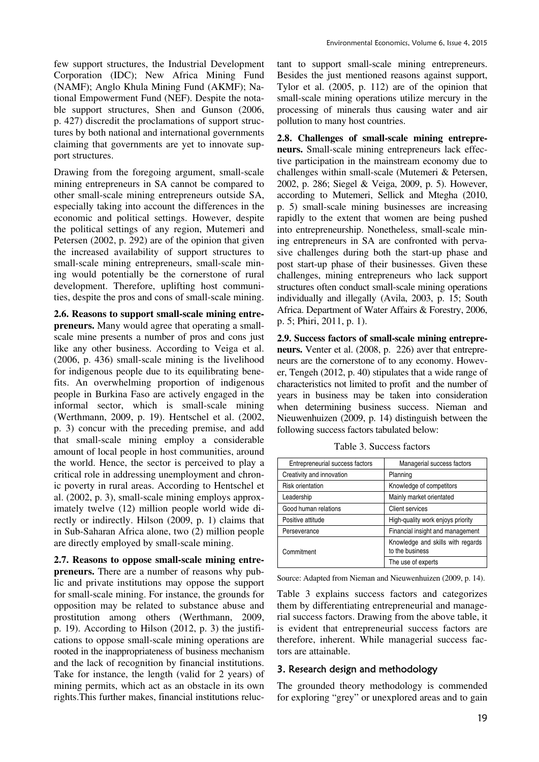few support structures, the Industrial Development Corporation (IDC); New Africa Mining Fund (NAMF); Anglo Khula Mining Fund (AKMF); National Empowerment Fund (NEF). Despite the notable support structures, Shen and Gunson (2006, p. 427) discredit the proclamations of support structures by both national and international governments claiming that governments are yet to innovate support structures.

Drawing from the foregoing argument, small-scale mining entrepreneurs in SA cannot be compared to other small-scale mining entrepreneurs outside SA, especially taking into account the differences in the economic and political settings. However, despite the political settings of any region, Mutemeri and Petersen (2002, p. 292) are of the opinion that given the increased availability of support structures to small-scale mining entrepreneurs, small-scale mining would potentially be the cornerstone of rural development. Therefore, uplifting host communities, despite the pros and cons of small-scale mining.

**2.6. Reasons to support small-scale mining entrepreneurs.** Many would agree that operating a small-scale mine presents a number of pros and cons just like any other business. According to Veiga et al. (2006, p. 436) small-scale mining is the livelihood for indigenous people due to its equilibrating benefits. An overwhelming proportion of indigenous people in Burkina Faso are actively engaged in the informal sector, which is small-scale mining (Werthmann, 2009, p. 19). Hentschel et al. (2002, p. 3) concur with the preceding premise, and add that small-scale mining employ a considerable amount of local people in host communities, around the world. Hence, the sector is perceived to play a critical role in addressing unemployment and chronic poverty in rural areas. According to Hentschel et al. (2002, p. 3), small-scale mining employs approximately twelve (12) million people world wide directly or indirectly. Hilson (2009, p. 1) claims that in Sub-Saharan Africa alone, two (2) million people are directly employed by small-scale mining.

**2.7. Reasons to oppose small-scale mining entrepreneurs.** There are a number of reasons why public and private institutions may oppose the support for small-scale mining. For instance, the grounds for opposition may be related to substance abuse and prostitution among others (Werthmann, 2009, p. 19). According to Hilson (2012, p. 3) the justifications to oppose small-scale mining operations are rooted in the inappropriateness of business mechanism and the lack of recognition by financial institutions. Take for instance, the length (valid for 2 years) of mining permits, which act as an obstacle in its own rights.This further makes, financial institutions reluctant to support small-scale mining entrepreneurs. Besides the just mentioned reasons against support, Tylor et al. (2005, p. 112) are of the opinion that small-scale mining operations utilize mercury in the processing of minerals thus causing water and air pollution to many host countries.

**2.8. Challenges of small-scale mining entrepreneurs.** Small-scale mining entrepreneurs lack effective participation in the mainstream economy due to challenges within small-scale (Mutemeri & Petersen, 2002, p. 286; Siegel & Veiga, 2009, p. 5). However, according to Mutemeri, Sellick and Mtegha (2010, p. 5) small-scale mining businesses are increasing rapidly to the extent that women are being pushed into entrepreneurship. Nonetheless, small-scale mining entrepreneurs in SA are confronted with pervasive challenges during both the start-up phase and post start-up phase of their businesses. Given these challenges, mining entrepreneurs who lack support structures often conduct small-scale mining operations individually and illegally (Avila, 2003, p. 15; South Africa. Department of Water Affairs & Forestry, 2006, p. 5; Phiri, 2011, p. 1).

**2.9. Success factors of small-scale mining entrepreneurs.** Venter et al. (2008, p. 226) aver that entrepreneurs are the cornerstone of to any economy. However, Tengeh (2012, p. 40) stipulates that a wide range of characteristics not limited to profit and the number of years in business may be taken into consideration when determining business success. Nieman and Nieuwenhuizen (2009, p. 14) distinguish between the following success factors tabulated below:

Table 3. Success factors

| Entrepreneurial success factors | Managerial success factors |
|---|---|
| Creativity and innovation | Planning |
| Risk orientation | Knowledge of competitors |
| Leadership | Mainly market orientated |
| Good human relations | Client services |
| Positive attitude | High-quality work enjoys priority |
| Perseverance | Financial insight and management |
| Commitment | Knowledge and skills with regards to the business |
| | The use of experts |

Source: Adapted from Nieman and Nieuwenhuizen (2009, p. 14).

Table 3 explains success factors and categorizes them by differentiating entrepreneurial and managerial success factors. Drawing from the above table, it is evident that entrepreneurial success factors are therefore, inherent. While managerial success factors are attainable.

## 3. Research design and methodology

The grounded theory methodology is commended for exploring "grey" or unexplored areas and to gain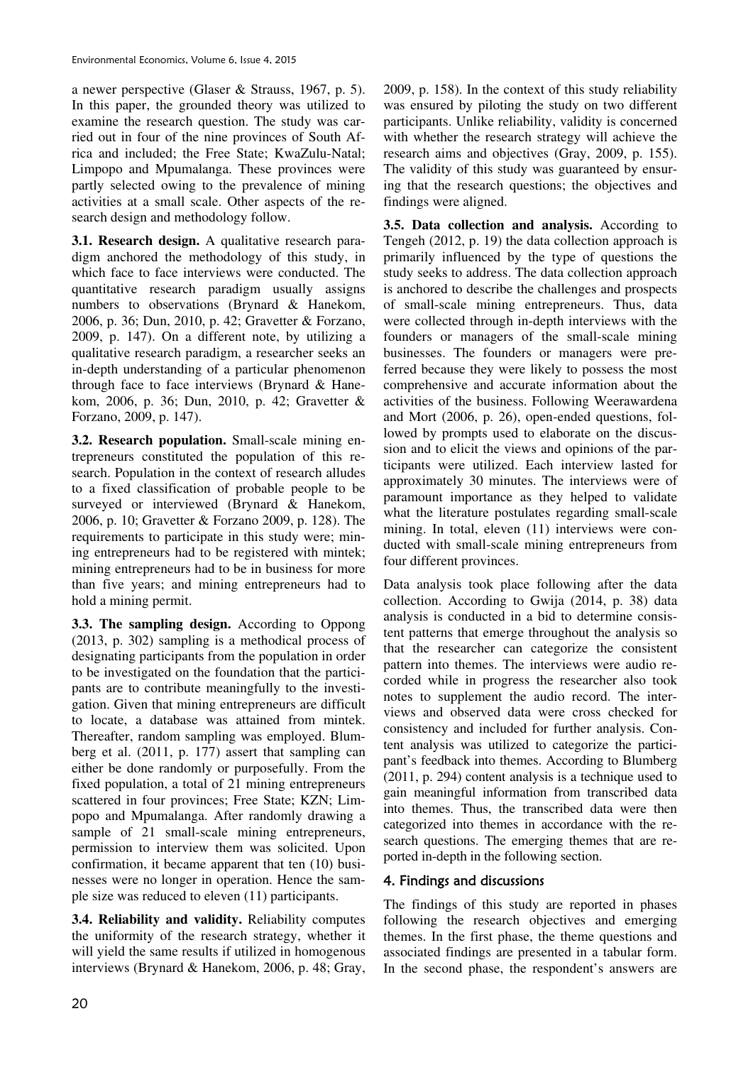a newer perspective (Glaser & Strauss, 1967, p. 5). In this paper, the grounded theory was utilized to examine the research question. The study was carried out in four of the nine provinces of South Africa and included; the Free State; KwaZulu-Natal; Limpopo and Mpumalanga. These provinces were partly selected owing to the prevalence of mining activities at a small scale. Other aspects of the research design and methodology follow.

**3.1. Research design.** A qualitative research paradigm anchored the methodology of this study, in which face to face interviews were conducted. The quantitative research paradigm usually assigns numbers to observations (Brynard & Hanekom, 2006, p. 36; Dun, 2010, p. 42; Gravetter & Forzano, 2009, p. 147). On a different note, by utilizing a qualitative research paradigm, a researcher seeks an in-depth understanding of a particular phenomenon through face to face interviews (Brynard & Hanekom, 2006, p. 36; Dun, 2010, p. 42; Gravetter & Forzano, 2009, p. 147).

**3.2. Research population.** Small-scale mining entrepreneurs constituted the population of this research. Population in the context of research alludes to a fixed classification of probable people to be surveyed or interviewed (Brynard & Hanekom, 2006, p. 10; Gravetter & Forzano 2009, p. 128). The requirements to participate in this study were; mining entrepreneurs had to be registered with mintek; mining entrepreneurs had to be in business for more than five years; and mining entrepreneurs had to hold a mining permit.

**3.3. The sampling design.** According to Oppong (2013, p. 302) sampling is a methodical process of designating participants from the population in order to be investigated on the foundation that the participants are to contribute meaningfully to the investigation. Given that mining entrepreneurs are difficult to locate, a database was attained from mintek. Thereafter, random sampling was employed. Blumberg et al. (2011, p. 177) assert that sampling can either be done randomly or purposefully. From the fixed population, a total of 21 mining entrepreneurs scattered in four provinces; Free State; KZN; Limpopo and Mpumalanga. After randomly drawing a sample of 21 small-scale mining entrepreneurs, permission to interview them was solicited. Upon confirmation, it became apparent that ten (10) businesses were no longer in operation. Hence the sample size was reduced to eleven (11) participants.

**3.4. Reliability and validity.** Reliability computes the uniformity of the research strategy, whether it will yield the same results if utilized in homogenous interviews (Brynard & Hanekom, 2006, p. 48; Gray, 2009, p. 158). In the context of this study reliability was ensured by piloting the study on two different participants. Unlike reliability, validity is concerned with whether the research strategy will achieve the research aims and objectives (Gray, 2009, p. 155). The validity of this study was guaranteed by ensuring that the research questions; the objectives and findings were aligned.

**3.5. Data collection and analysis.** According to Tengeh (2012, p. 19) the data collection approach is primarily influenced by the type of questions the study seeks to address. The data collection approach is anchored to describe the challenges and prospects of small-scale mining entrepreneurs. Thus, data were collected through in-depth interviews with the founders or managers of the small-scale mining businesses. The founders or managers were preferred because they were likely to possess the most comprehensive and accurate information about the activities of the business. Following Weerawardena and Mort (2006, p. 26), open-ended questions, followed by prompts used to elaborate on the discussion and to elicit the views and opinions of the participants were utilized. Each interview lasted for approximately 30 minutes. The interviews were of paramount importance as they helped to validate what the literature postulates regarding small-scale mining. In total, eleven (11) interviews were conducted with small-scale mining entrepreneurs from four different provinces.

Data analysis took place following after the data collection. According to Gwija (2014, p. 38) data analysis is conducted in a bid to determine consistent patterns that emerge throughout the analysis so that the researcher can categorize the consistent pattern into themes. The interviews were audio recorded while in progress the researcher also took notes to supplement the audio record. The interviews and observed data were cross checked for consistency and included for further analysis. Content analysis was utilized to categorize the participant's feedback into themes. According to Blumberg (2011, p. 294) content analysis is a technique used to gain meaningful information from transcribed data into themes. Thus, the transcribed data were then categorized into themes in accordance with the research questions. The emerging themes that are reported in-depth in the following section.

## 4. Findings and discussions

The findings of this study are reported in phases following the research objectives and emerging themes. In the first phase, the theme questions and associated findings are presented in a tabular form. In the second phase, the respondent's answers are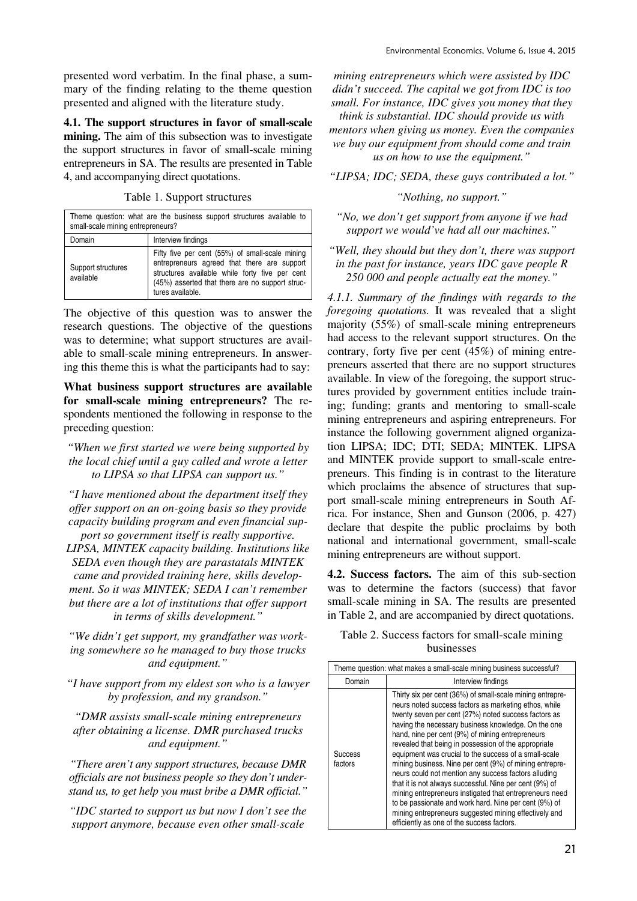presented word verbatim. In the final phase, a summary of the finding relating to the theme question presented and aligned with the literature study.

**4.1. The support structures in favor of small-scale mining.** The aim of this subsection was to investigate the support structures in favor of small-scale mining entrepreneurs in SA. The results are presented in Table 4, and accompanying direct quotations.

Table 1. Support structures

| Theme question: what are the business support structures available to small-scale mining entrepreneurs? | |
|---|---|
| Domain | Interview findings |
| Support structures available | Fifty five per cent (55%) of small-scale mining entrepreneurs agreed that there are support structures available while forty five per cent (45%) asserted that there are no support structures available. |

The objective of this question was to answer the research questions. The objective of the questions was to determine; what support structures are available to small-scale mining entrepreneurs. In answering this theme this is what the participants had to say:

**What business support structures are available for small-scale mining entrepreneurs?** The respondents mentioned the following in response to the preceding question:

*"When we first started we were being supported by the local chief until a guy called and wrote a letter to LIPSA so that LIPSA can support us."*

*"I have mentioned about the department itself they offer support on an on-going basis so they provide capacity building program and even financial support so government itself is really supportive. LIPSA, MINTEK capacity building. Institutions like SEDA even though they are parastatals MINTEK came and provided training here, skills development. So it was MINTEK; SEDA I can't remember but there are a lot of institutions that offer support in terms of skills development."*

*"We didn't get support, my grandfather was working somewhere so he managed to buy those trucks and equipment."*

*"I have support from my eldest son who is a lawyer by profession, and my grandson."*

*"DMR assists small-scale mining entrepreneurs after obtaining a license. DMR purchased trucks and equipment."*

*"There aren't any support structures, because DMR officials are not business people so they don't understand us, to get help you must bribe a DMR official."*

*"IDC started to support us but now I don't see the support anymore, because even other small-scale mining entrepreneurs which were assisted by IDC didn't succeed. The capital we got from IDC is too small. For instance, IDC gives you money that they think is substantial. IDC should provide us with mentors when giving us money. Even the companies we buy our equipment from should come and train us on how to use the equipment."*

*"LIPSA; IDC; SEDA, these guys contributed a lot."*

*"Nothing, no support."*

*"No, we don't get support from anyone if we had support we would've had all our machines."*

*"Well, they should but they don't, there was support in the past for instance, years IDC gave people R 250 000 and people actually eat the money."*

*4.1.1. Summary of the findings with regards to the foregoing quotations.* It was revealed that a slight majority (55%) of small-scale mining entrepreneurs had access to the relevant support structures. On the contrary, forty five per cent (45%) of mining entrepreneurs asserted that there are no support structures available. In view of the foregoing, the support structures provided by government entities include training; funding; grants and mentoring to small-scale mining entrepreneurs and aspiring entrepreneurs. For instance the following government aligned organization LIPSA; IDC; DTI; SEDA; MINTEK. LIPSA and MINTEK provide support to small-scale entrepreneurs. This finding is in contrast to the literature which proclaims the absence of structures that support small-scale mining entrepreneurs in South Africa. For instance, Shen and Gunson (2006, p. 427) declare that despite the public proclaims by both national and international government, small-scale mining entrepreneurs are without support.

**4.2. Success factors.** The aim of this sub-section was to determine the factors (success) that favor small-scale mining in SA. The results are presented in Table 2, and are accompanied by direct quotations.

Table 2. Success factors for small-scale mining businesses

| Theme question: what makes a small-scale mining business successful? | |
|---|---|
| Domain | Interview findings |
| Success factors | Thirty six per cent (36%) of small-scale mining entrepreneurs noted success factors as marketing ethos, while twenty seven per cent (27%) noted success factors as having the necessary business knowledge. On the one hand, nine per cent (9%) of mining entrepreneurs revealed that being in possession of the appropriate equipment was crucial to the success of a small-scale mining business. Nine per cent (9%) of mining entrepreneurs could not mention any success factors alluding that it is not always successful. Nine per cent (9%) of mining entrepreneurs instigated that entrepreneurs need to be passionate and work hard. Nine per cent (9%) of mining entrepreneurs suggested mining effectively and efficiently as one of the success factors. |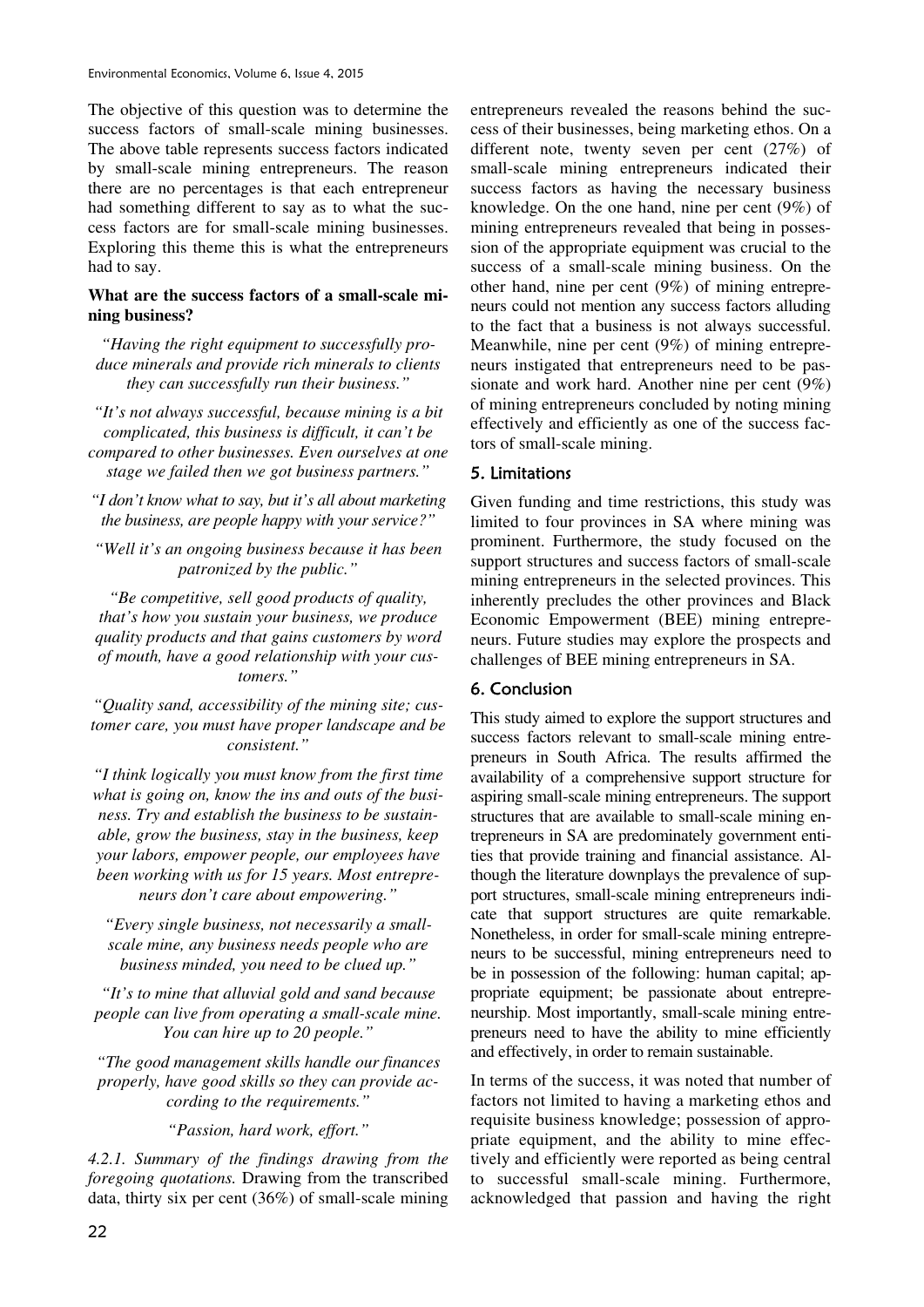The objective of this question was to determine the success factors of small-scale mining businesses. The above table represents success factors indicated by small-scale mining entrepreneurs. The reason there are no percentages is that each entrepreneur had something different to say as to what the success factors are for small-scale mining businesses. Exploring this theme this is what the entrepreneurs had to say.

**What are the success factors of a small-scale mining business?**

*"Having the right equipment to successfully produce minerals and provide rich minerals to clients they can successfully run their business."*

*"It's not always successful, because mining is a bit complicated, this business is difficult, it can't be compared to other businesses. Even ourselves at one stage we failed then we got business partners."*

*"I don't know what to say, but it's all about marketing the business, are people happy with your service?"*

*"Well it's an ongoing business because it has been patronized by the public."*

*"Be competitive, sell good products of quality, that's how you sustain your business, we produce quality products and that gains customers by word of mouth, have a good relationship with your customers."*

*"Quality sand, accessibility of the mining site; customer care, you must have proper landscape and be consistent."*

*"I think logically you must know from the first time what is going on, know the ins and outs of the business. Try and establish the business to be sustainable, grow the business, stay in the business, keep your labors, empower people, our employees have been working with us for 15 years. Most entrepreneurs don't care about empowering."*

*"Every single business, not necessarily a small-scale mine, any business needs people who are business minded, you need to be clued up."*

*"It's to mine that alluvial gold and sand because people can live from operating a small-scale mine. You can hire up to 20 people."*

*"The good management skills handle our finances properly, have good skills so they can provide according to the requirements."*

*"Passion, hard work, effort."*

*4.2.1. Summary of the findings drawing from the foregoing quotations.* Drawing from the transcribed data, thirty six per cent (36%) of small-scale mining entrepreneurs revealed the reasons behind the success of their businesses, being marketing ethos. On a different note, twenty seven per cent (27%) of small-scale mining entrepreneurs indicated their success factors as having the necessary business knowledge. On the one hand, nine per cent (9%) of mining entrepreneurs revealed that being in possession of the appropriate equipment was crucial to the success of a small-scale mining business. On the other hand, nine per cent (9%) of mining entrepreneurs could not mention any success factors alluding to the fact that a business is not always successful. Meanwhile, nine per cent (9%) of mining entrepreneurs instigated that entrepreneurs need to be passionate and work hard. Another nine per cent (9%) of mining entrepreneurs concluded by noting mining effectively and efficiently as one of the success factors of small-scale mining.

## 5. Limitations

Given funding and time restrictions, this study was limited to four provinces in SA where mining was prominent. Furthermore, the study focused on the support structures and success factors of small-scale mining entrepreneurs in the selected provinces. This inherently precludes the other provinces and Black Economic Empowerment (BEE) mining entrepreneurs. Future studies may explore the prospects and challenges of BEE mining entrepreneurs in SA.

## 6. Conclusion

This study aimed to explore the support structures and success factors relevant to small-scale mining entrepreneurs in South Africa. The results affirmed the availability of a comprehensive support structure for aspiring small-scale mining entrepreneurs. The support structures that are available to small-scale mining entrepreneurs in SA are predominately government entities that provide training and financial assistance. Although the literature downplays the prevalence of support structures, small-scale mining entrepreneurs indicate that support structures are quite remarkable. Nonetheless, in order for small-scale mining entrepreneurs to be successful, mining entrepreneurs need to be in possession of the following: human capital; appropriate equipment; be passionate about entrepreneurship. Most importantly, small-scale mining entrepreneurs need to have the ability to mine efficiently and effectively, in order to remain sustainable.

In terms of the success, it was noted that number of factors not limited to having a marketing ethos and requisite business knowledge; possession of appropriate equipment, and the ability to mine effectively and efficiently were reported as being central to successful small-scale mining. Furthermore, acknowledged that passion and having the right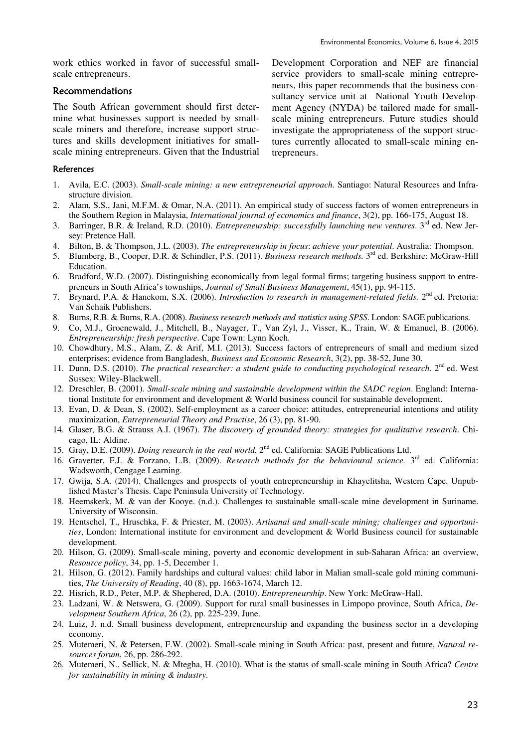work ethics worked in favor of successful small-scale entrepreneurs.

## Recommendations

The South African government should first determine what businesses support is needed by small-scale miners and therefore, increase support structures and skills development initiatives for small-scale mining entrepreneurs. Given that the Industrial Development Corporation and NEF are financial service providers to small-scale mining entrepreneurs, this paper recommends that the business consultancy service unit at National Youth Development Agency (NYDA) be tailored made for small-scale mining entrepreneurs. Future studies should investigate the appropriateness of the support structures currently allocated to small-scale mining entrepreneurs.

## References

1. Avila, E.C. (2003). *Small-scale mining: a new entrepreneurial approach*. Santiago: Natural Resources and Infrastructure division.
2. Alam, S.S., Jani, M.F.M. & Omar, N.A. (2011). An empirical study of success factors of women entrepreneurs in the Southern Region in Malaysia, *International journal of economics and finance*, 3(2), pp. 166-175, August 18.
3. Barringer, B.R. & Ireland, R.D. (2010). *Entrepreneurship: successfully launching new ventures*. 3rd ed. New Jersey: Pretence Hall.
4. Bilton, B. & Thompson, J.L. (2003). *The entrepreneurship in focus*: *achieve your potential*. Australia: Thompson.
5. Blumberg, B., Cooper, D.R. & Schindler, P.S. (2011). *Business research methods.* 3rd ed. Berkshire: McGraw-Hill Education.
6. Bradford, W.D. (2007). Distinguishing economically from legal formal firms; targeting business support to entrepreneurs in South Africa's townships, *Journal of Small Business Management*, 45(1), pp. 94-115.
7. Brynard, P.A. & Hanekom, S.X. (2006). *Introduction to research in management-related fields.* 2nd ed. Pretoria: Van Schaik Publishers.
8. Burns, R.B. & Burns, R.A. (2008). *Business research methods and statistics using SPSS*. London: SAGE publications.
9. Co, M.J., Groenewald, J., Mitchell, B., Nayager, T., Van Zyl, J., Visser, K., Train, W. & Emanuel, B. (2006). *Entrepreneurship: fresh perspective*. Cape Town: Lynn Koch.
10. Chowdhury, M.S., Alam, Z. & Arif, M.I. (2013). Success factors of entrepreneurs of small and medium sized enterprises; evidence from Bangladesh, *Business and Economic Research*, 3(2), pp. 38-52, June 30.
11. Dunn, D.S. (2010). *The practical researcher: a student guide to conducting psychological research*. 2nd ed. West Sussex: Wiley-Blackwell.
12. Dreschler, B. (2001). *Small-scale mining and sustainable development within the SADC region*. England: International Institute for environment and development & World business council for sustainable development.
13. Evan, D. & Dean, S. (2002). Self-employment as a career choice: attitudes, entrepreneurial intentions and utility maximization, *Entrepreneurial Theory and Practise*, 26 (3), pp. 81-90.
14. Glaser, B.G. & Strauss A.I. (1967). *The discovery of grounded theory: strategies for qualitative research*. Chicago, IL: Aldine.
15. Gray, D.E. (2009). *Doing research in the real world.* 2nd ed. California: SAGE Publications Ltd.
16. Gravetter, F.J. & Forzano, L.B. (2009). *Research methods for the behavioural science.* 3rd ed. California: Wadsworth, Cengage Learning.
17. Gwija, S.A. (2014). Challenges and prospects of youth entrepreneurship in Khayelitsha, Western Cape. Unpublished Master's Thesis. Cape Peninsula University of Technology.
18. Heemskerk, M. & van der Kooye. (n.d.). Challenges to sustainable small-scale mine development in Suriname. University of Wisconsin.
19. Hentschel, T., Hruschka, F. & Priester, M. (2003). *Artisanal and small-scale mining; challenges and opportunities*, London: International institute for environment and development & World Business council for sustainable development.
20. Hilson, G. (2009). Small-scale mining, poverty and economic development in sub-Saharan Africa: an overview, *Resource policy*, 34, pp. 1-5, December 1.
21. Hilson, G. (2012). Family hardships and cultural values: child labor in Malian small-scale gold mining communities, *The University of Reading*, 40 (8), pp. 1663-1674, March 12.
22. Hisrich, R.D., Peter, M.P. & Shephered, D.A. (2010). *Entrepreneurship*. New York: McGraw-Hall.
23. Ladzani, W. & Netswera, G. (2009). Support for rural small businesses in Limpopo province, South Africa, *Development Southern Africa*, 26 (2), pp. 225-239, June.
24. Luiz, J. n.d. Small business development, entrepreneurship and expanding the business sector in a developing economy.
25. Mutemeri, N. & Petersen, F.W. (2002). Small-scale mining in South Africa: past, present and future, *Natural resources forum*, 26, pp. 286-292.
26. Mutemeri, N., Sellick, N. & Mtegha, H. (2010). What is the status of small-scale mining in South Africa? *Centre for sustainability in mining & industry*.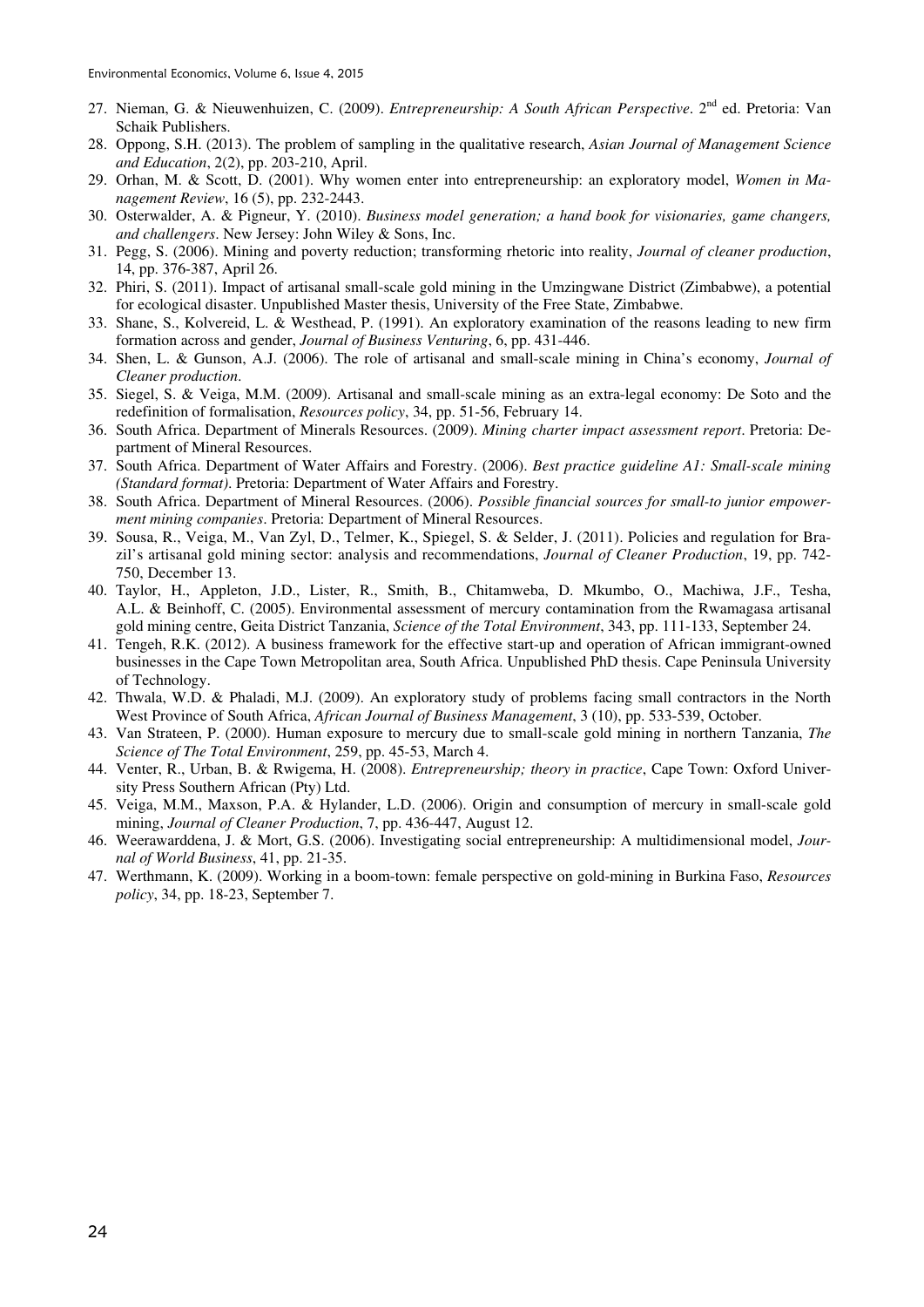27. Nieman, G. & Nieuwenhuizen, C. (2009). *Entrepreneurship: A South African Perspective*. 2nd ed. Pretoria: Van Schaik Publishers.
28. Oppong, S.H. (2013). The problem of sampling in the qualitative research, *Asian Journal of Management Science and Education*, 2(2), pp. 203-210, April.
29. Orhan, M. & Scott, D. (2001). Why women enter into entrepreneurship: an exploratory model, *Women in Management Review*, 16 (5), pp. 232-2443.
30. Osterwalder, A. & Pigneur, Y. (2010). *Business model generation; a hand book for visionaries, game changers, and challengers*. New Jersey: John Wiley & Sons, Inc.
31. Pegg, S. (2006). Mining and poverty reduction; transforming rhetoric into reality, *Journal of cleaner production*, 14, pp. 376-387, April 26.
32. Phiri, S. (2011). Impact of artisanal small-scale gold mining in the Umzingwane District (Zimbabwe), a potential for ecological disaster. Unpublished Master thesis, University of the Free State, Zimbabwe.
33. Shane, S., Kolvereid, L. & Westhead, P. (1991). An exploratory examination of the reasons leading to new firm formation across and gender, *Journal of Business Venturing*, 6, pp. 431-446.
34. Shen, L. & Gunson, A.J. (2006). The role of artisanal and small-scale mining in China's economy, *Journal of Cleaner production*.
35. Siegel, S. & Veiga, M.M. (2009). Artisanal and small-scale mining as an extra-legal economy: De Soto and the redefinition of formalisation, *Resources policy*, 34, pp. 51-56, February 14.
36. South Africa. Department of Minerals Resources. (2009). *Mining charter impact assessment report*. Pretoria: Department of Mineral Resources.
37. South Africa. Department of Water Affairs and Forestry. (2006). *Best practice guideline A1: Small-scale mining (Standard format)*. Pretoria: Department of Water Affairs and Forestry.
38. South Africa. Department of Mineral Resources. (2006). *Possible financial sources for small-to junior empowerment mining companies*. Pretoria: Department of Mineral Resources.
39. Sousa, R., Veiga, M., Van Zyl, D., Telmer, K., Spiegel, S. & Selder, J. (2011). Policies and regulation for Brazil's artisanal gold mining sector: analysis and recommendations, *Journal of Cleaner Production*, 19, pp. 742-750, December 13.
40. Taylor, H., Appleton, J.D., Lister, R., Smith, B., Chitamweba, D. Mkumbo, O., Machiwa, J.F., Tesha, A.L. & Beinhoff, C. (2005). Environmental assessment of mercury contamination from the Rwamagasa artisanal gold mining centre, Geita District Tanzania, *Science of the Total Environment*, 343, pp. 111-133, September 24.
41. Tengeh, R.K. (2012). A business framework for the effective start-up and operation of African immigrant-owned businesses in the Cape Town Metropolitan area, South Africa. Unpublished PhD thesis. Cape Peninsula University of Technology.
42. Thwala, W.D. & Phaladi, M.J. (2009). An exploratory study of problems facing small contractors in the North West Province of South Africa, *African Journal of Business Management*, 3 (10), pp. 533-539, October.
43. Van Straten, P. (2000). Human exposure to mercury due to small-scale gold mining in northern Tanzania, *The Science of The Total Environment*, 259, pp. 45-53, March 4.
44. Venter, R., Urban, B. & Rwigema, H. (2008). *Entrepreneurship; theory in practice*, Cape Town: Oxford University Press Southern African (Pty) Ltd.
45. Veiga, M.M., Maxson, P.A. & Hylander, L.D. (2006). Origin and consumption of mercury in small-scale gold mining, *Journal of Cleaner Production*, 7, pp. 436-447, August 12.
46. Weerawarddena, J. & Mort, G.S. (2006). Investigating social entrepreneurship: A multidimensional model, *Journal of World Business*, 41, pp. 21-35.
47. Werthmann, K. (2009). Working in a boom-town: female perspective on gold-mining in Burkina Faso, *Resources policy*, 34, pp. 18-23, September 7.